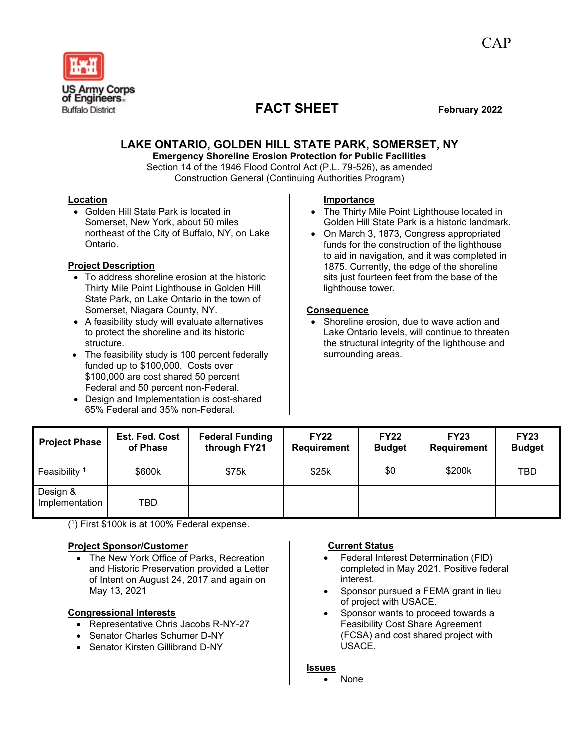CAP

US Army Corps of Engineers
Buffalo District

# FACT SHEET

February 2022

## LAKE ONTARIO, GOLDEN HILL STATE PARK, SOMERSET, NY

**Emergency Shoreline Erosion Protection for Public Facilities**

Section 14 of the 1946 Flood Control Act (P.L. 79-526), as amended

Construction General (Continuing Authorities Program)

### Location

- Golden Hill State Park is located in Somerset, New York, about 50 miles northeast of the City of Buffalo, NY, on Lake Ontario.

### Project Description

- To address shoreline erosion at the historic Thirty Mile Point Lighthouse in Golden Hill State Park, on Lake Ontario in the town of Somerset, Niagara County, NY.
- A feasibility study will evaluate alternatives to protect the shoreline and its historic structure.
- The feasibility study is 100 percent federally funded up to $100,000. Costs over $100,000 are cost shared 50 percent Federal and 50 percent non-Federal.
- Design and Implementation is cost-shared 65% Federal and 35% non-Federal.

### Importance

- The Thirty Mile Point Lighthouse located in Golden Hill State Park is a historic landmark.
- On March 3, 1873, Congress appropriated funds for the construction of the lighthouse to aid in navigation, and it was completed in 1875. Currently, the edge of the shoreline sits just fourteen feet from the base of the lighthouse tower.

### Consequence

- Shoreline erosion, due to wave action and Lake Ontario levels, will continue to threaten the structural integrity of the lighthouse and surrounding areas.

| Project Phase | Est. Fed. Cost of Phase | Federal Funding through FY21 | FY22 Requirement | FY22 Budget | FY23 Requirement | FY23 Budget |
|---|---|---|---|---|---|---|
| Feasibility [1] | $600k | $75k | $25k | $0 | $200k | TBD |
| Design & Implementation | TBD | | | | | |

([1]) First $100k is at 100% Federal expense.

### Project Sponsor/Customer

- The New York Office of Parks, Recreation and Historic Preservation provided a Letter of Intent on August 24, 2017 and again on May 13, 2021

### Congressional Interests

- Representative Chris Jacobs R-NY-27
- Senator Charles Schumer D-NY
- Senator Kirsten Gillibrand D-NY

### Current Status

- Federal Interest Determination (FID) completed in May 2021. Positive federal interest.
- Sponsor pursued a FEMA grant in lieu of project with USACE.
- Sponsor wants to proceed towards a Feasibility Cost Share Agreement (FCSA) and cost shared project with USACE.

### Issues

- None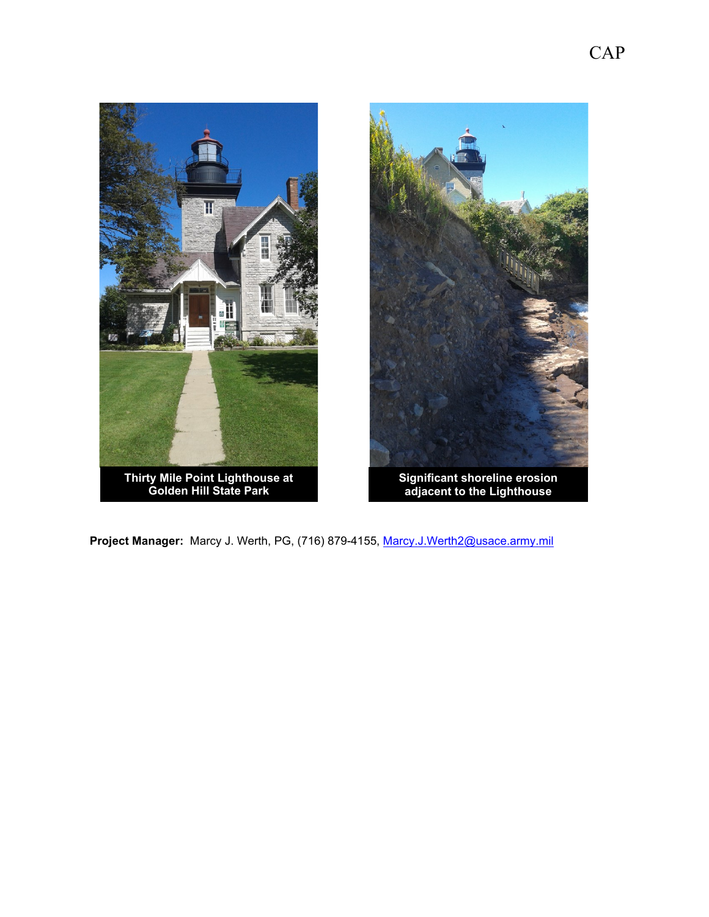Thirty Mile Point Lighthouse at Golden Hill State Park

Significant shoreline erosion adjacent to the Lighthouse

**Project Manager:** Marcy J. Werth, PG, (716) 879-4155, Marcy.J.Werth2@usace.army.mil